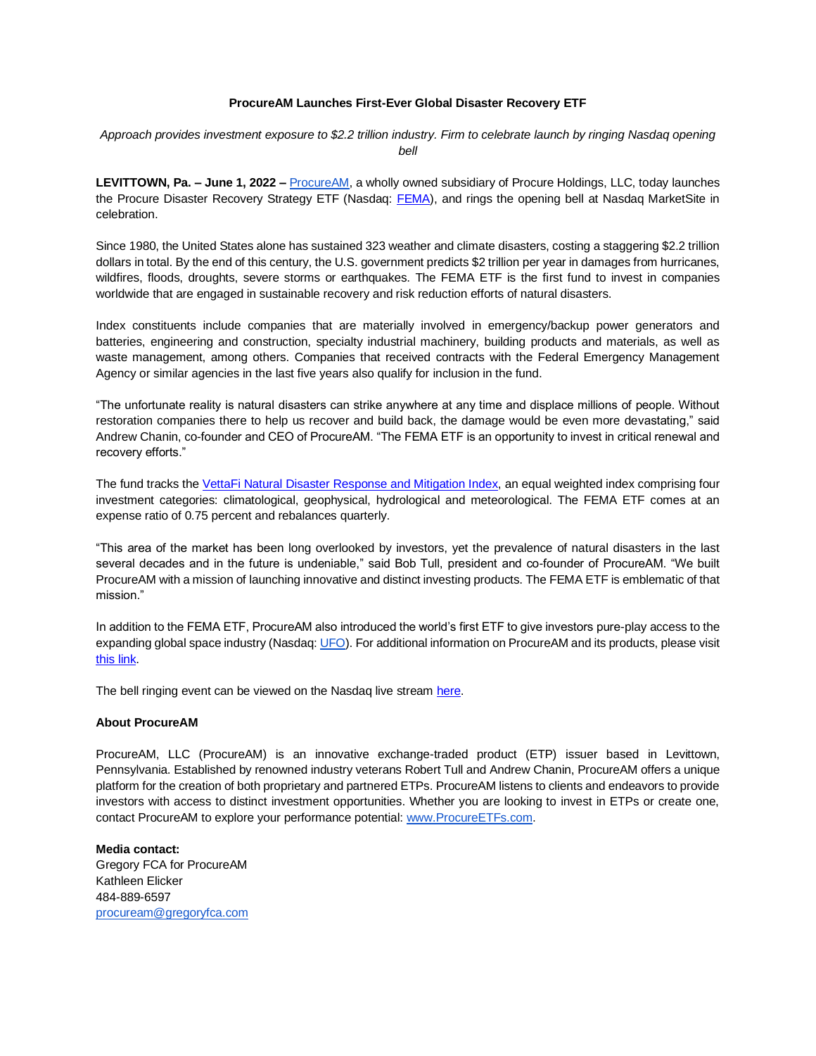**ProcureAM Launches First-Ever Global Disaster Recovery ETF**

*Approach provides investment exposure to $2.2 trillion industry. Firm to celebrate launch by ringing Nasdaq opening bell*

**LEVITTOWN, Pa. – June 1, 2022 –** ProcureAM, a wholly owned subsidiary of Procure Holdings, LLC, today launches the Procure Disaster Recovery Strategy ETF (Nasdaq: FEMA), and rings the opening bell at Nasdaq MarketSite in celebration.

Since 1980, the United States alone has sustained 323 weather and climate disasters, costing a staggering $2.2 trillion dollars in total. By the end of this century, the U.S. government predicts $2 trillion per year in damages from hurricanes, wildfires, floods, droughts, severe storms or earthquakes. The FEMA ETF is the first fund to invest in companies worldwide that are engaged in sustainable recovery and risk reduction efforts of natural disasters.

Index constituents include companies that are materially involved in emergency/backup power generators and batteries, engineering and construction, specialty industrial machinery, building products and materials, as well as waste management, among others. Companies that received contracts with the Federal Emergency Management Agency or similar agencies in the last five years also qualify for inclusion in the fund.

"The unfortunate reality is natural disasters can strike anywhere at any time and displace millions of people. Without restoration companies there to help us recover and build back, the damage would be even more devastating," said Andrew Chanin, co-founder and CEO of ProcureAM. "The FEMA ETF is an opportunity to invest in critical renewal and recovery efforts."

The fund tracks the VettaFi Natural Disaster Response and Mitigation Index, an equal weighted index comprising four investment categories: climatological, geophysical, hydrological and meteorological. The FEMA ETF comes at an expense ratio of 0.75 percent and rebalances quarterly.

"This area of the market has been long overlooked by investors, yet the prevalence of natural disasters in the last several decades and in the future is undeniable," said Bob Tull, president and co-founder of ProcureAM. "We built ProcureAM with a mission of launching innovative and distinct investing products. The FEMA ETF is emblematic of that mission."

In addition to the FEMA ETF, ProcureAM also introduced the world's first ETF to give investors pure-play access to the expanding global space industry (Nasdaq: UFO). For additional information on ProcureAM and its products, please visit this link.

The bell ringing event can be viewed on the Nasdaq live stream here.

**About ProcureAM**

ProcureAM, LLC (ProcureAM) is an innovative exchange-traded product (ETP) issuer based in Levittown, Pennsylvania. Established by renowned industry veterans Robert Tull and Andrew Chanin, ProcureAM offers a unique platform for the creation of both proprietary and partnered ETPs. ProcureAM listens to clients and endeavors to provide investors with access to distinct investment opportunities. Whether you are looking to invest in ETPs or create one, contact ProcureAM to explore your performance potential: www.ProcureETFs.com.

**Media contact:**
Gregory FCA for ProcureAM
Kathleen Elicker
484-889-6597
procuream@gregoryfca.com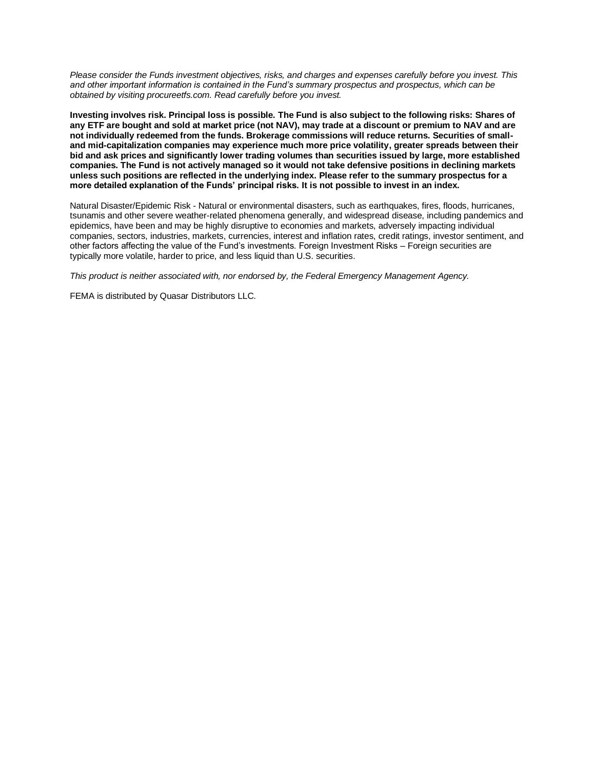*Please consider the Funds investment objectives, risks, and charges and expenses carefully before you invest. This and other important information is contained in the Fund's summary prospectus and prospectus, which can be obtained by visiting procureetfs.com. Read carefully before you invest.*

**Investing involves risk. Principal loss is possible. The Fund is also subject to the following risks: Shares of any ETF are bought and sold at market price (not NAV), may trade at a discount or premium to NAV and are not individually redeemed from the funds. Brokerage commissions will reduce returns. Securities of small- and mid-capitalization companies may experience much more price volatility, greater spreads between their bid and ask prices and significantly lower trading volumes than securities issued by large, more established companies. The Fund is not actively managed so it would not take defensive positions in declining markets unless such positions are reflected in the underlying index. Please refer to the summary prospectus for a more detailed explanation of the Funds' principal risks. It is not possible to invest in an index.**

Natural Disaster/Epidemic Risk - Natural or environmental disasters, such as earthquakes, fires, floods, hurricanes, tsunamis and other severe weather-related phenomena generally, and widespread disease, including pandemics and epidemics, have been and may be highly disruptive to economies and markets, adversely impacting individual companies, sectors, industries, markets, currencies, interest and inflation rates, credit ratings, investor sentiment, and other factors affecting the value of the Fund's investments. Foreign Investment Risks – Foreign securities are typically more volatile, harder to price, and less liquid than U.S. securities.

*This product is neither associated with, nor endorsed by, the Federal Emergency Management Agency.*

FEMA is distributed by Quasar Distributors LLC.